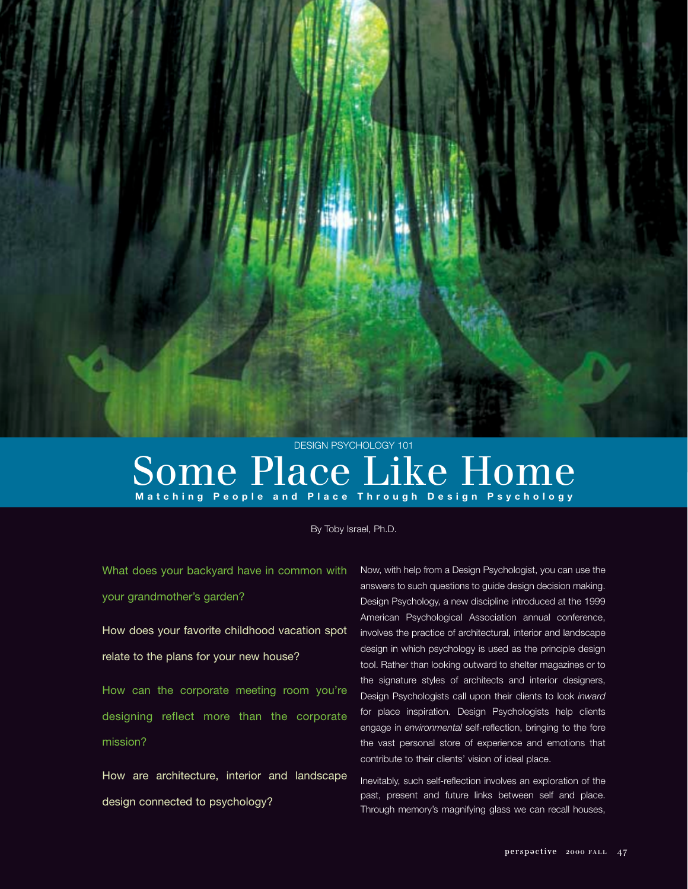DESIGN PSYCHOLOGY 101

# Some Place Like Home

**Matching People and Place Through Design Psychology**

By Toby Israel, Ph.D.

What does your backyard have in common with your grandmother's garden?

How does your favorite childhood vacation spot relate to the plans for your new house?

How can the corporate meeting room you're designing reflect more than the corporate mission?

How are architecture, interior and landscape design connected to psychology?

Now, with help from a Design Psychologist, you can use the answers to such questions to guide design decision making. Design Psychology, a new discipline introduced at the 1999 American Psychological Association annual conference, involves the practice of architectural, interior and landscape design in which psychology is used as the principle design tool. Rather than looking outward to shelter magazines or to the signature styles of architects and interior designers, Design Psychologists call upon their clients to look *inward* for place inspiration. Design Psychologists help clients engage in *environmental* self-reflection, bringing to the fore the vast personal store of experience and emotions that contribute to their clients' vision of ideal place.

Inevitably, such self-reflection involves an exploration of the past, present and future links between self and place. Through memory's magnifying glass we can recall houses,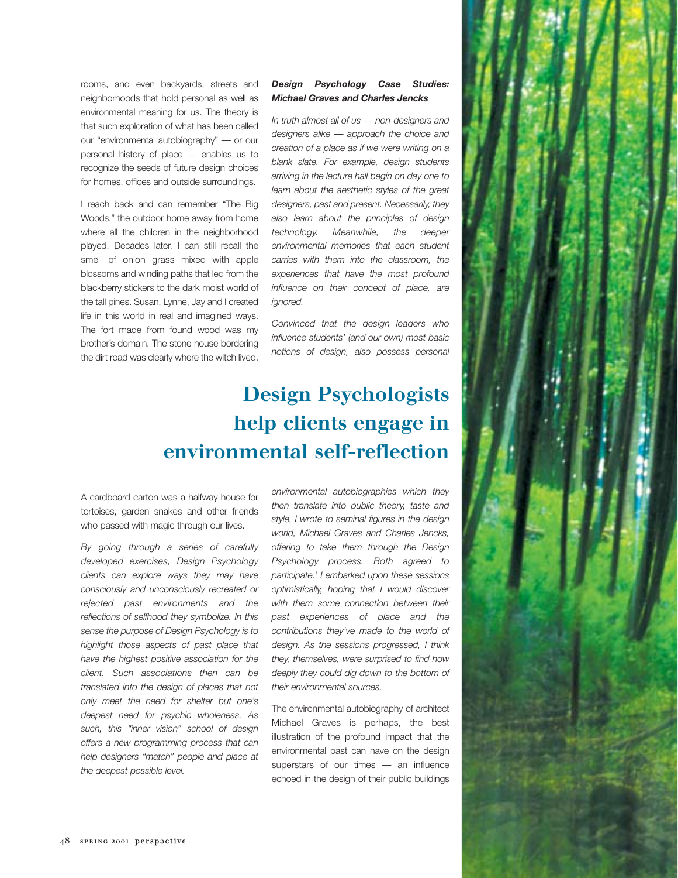rooms, and even backyards, streets and neighborhoods that hold personal as well as environmental meaning for us. The theory is that such exploration of what has been called our "environmental autobiography" — or our personal history of place — enables us to recognize the seeds of future design choices for homes, offices and outside surroundings.

I reach back and can remember "The Big Woods," the outdoor home away from home where all the children in the neighborhood played. Decades later, I can still recall the smell of onion grass mixed with apple blossoms and winding paths that led from the blackberry stickers to the dark moist world of the tall pines. Susan, Lynne, Jay and I created life in this world in real and imagined ways. The fort made from found wood was my brother's domain. The stone house bordering the dirt road was clearly where the witch lived. A cardboard carton was a halfway house for tortoises, garden snakes and other friends who passed with magic through our lives.

*By going through a series of carefully developed exercises, Design Psychology clients can explore ways they may have consciously and unconsciously recreated or rejected past environments and the reflections of selfhood they symbolize. In this sense the purpose of Design Psychology is to highlight those aspects of past place that have the highest positive association for the client. Such associations then can be translated into the design of places that not only meet the need for shelter but one's deepest need for psychic wholeness. As such, this "inner vision" school of design offers a new programming process that can help designers "match" people and place at the deepest possible level.*

## Design Psychologists help clients engage in environmental self-reflection

### *Design Psychology Case Studies: Michael Graves and Charles Jencks*

*In truth almost all of us — non-designers and designers alike — approach the choice and creation of a place as if we were writing on a blank slate. For example, design students arriving in the lecture hall begin on day one to learn about the aesthetic styles of the great designers, past and present. Necessarily, they also learn about the principles of design technology. Meanwhile, the deeper environmental memories that each student carries with them into the classroom, the experiences that have the most profound influence on their concept of place, are ignored.*

*Convinced that the design leaders who influence students' (and our own) most basic notions of design, also possess personal environmental autobiographies which they then translate into public theory, taste and style, I wrote to seminal figures in the design world, Michael Graves and Charles Jencks, offering to take them through the Design Psychology process. Both agreed to participate.[1] I embarked upon these sessions optimistically, hoping that I would discover with them some connection between their past experiences of place and the contributions they've made to the world of design. As the sessions progressed, I think they, themselves, were surprised to find how deeply they could dig down to the bottom of their environmental sources.*

The environmental autobiography of architect Michael Graves is perhaps, the best illustration of the profound impact that the environmental past can have on the design superstars of our times — an influence echoed in the design of their public buildings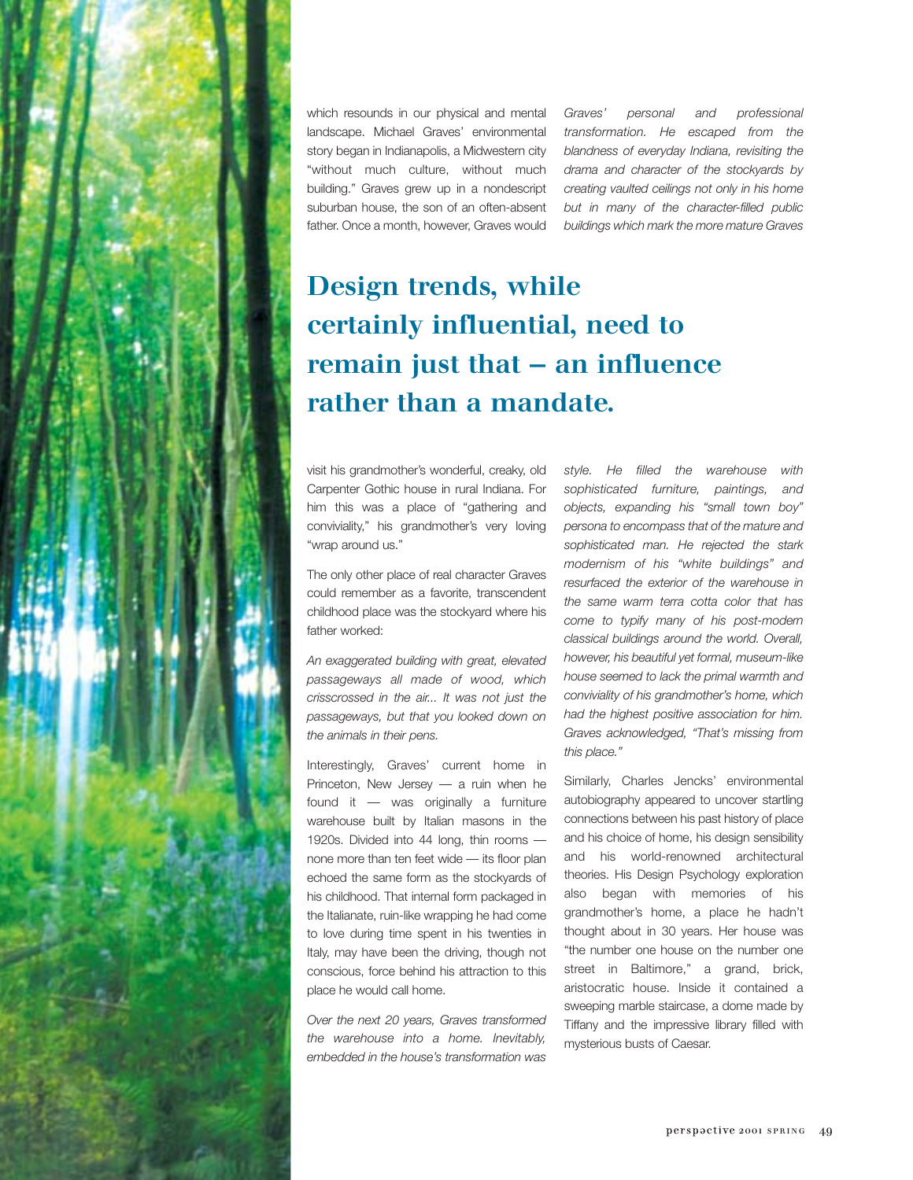which resounds in our physical and mental landscape. Michael Graves' environmental story began in Indianapolis, a Midwestern city "without much culture, without much building." Graves grew up in a nondescript suburban house, the son of an often-absent father. Once a month, however, Graves would visit his grandmother's wonderful, creaky, old Carpenter Gothic house in rural Indiana. For him this was a place of "gathering and conviviality," his grandmother's very loving "wrap around us."

## Design trends, while certainly influential, need to remain just that – an influence rather than a mandate.

The only other place of real character Graves could remember as a favorite, transcendent childhood place was the stockyard where his father worked:

*An exaggerated building with great, elevated passageways all made of wood, which crisscrossed in the air... It was not just the passageways, but that you looked down on the animals in their pens.*

Interestingly, Graves' current home in Princeton, New Jersey — a ruin when he found it — was originally a furniture warehouse built by Italian masons in the 1920s. Divided into 44 long, thin rooms — none more than ten feet wide — its floor plan echoed the same form as the stockyards of his childhood. That internal form packaged in the Italianate, ruin-like wrapping he had come to love during time spent in his twenties in Italy, may have been the driving, though not conscious, force behind his attraction to this place he would call home.

*Over the next 20 years, Graves transformed the warehouse into a home. Inevitably, embedded in the house's transformation was Graves' personal and professional transformation. He escaped from the blandness of everyday Indiana, revisiting the drama and character of the stockyards by creating vaulted ceilings not only in his home but in many of the character-filled public buildings which mark the more mature Graves style. He filled the warehouse with sophisticated furniture, paintings, and objects, expanding his "small town boy" persona to encompass that of the mature and sophisticated man. He rejected the stark modernism of his "white buildings" and resurfaced the exterior of the warehouse in the same warm terra cotta color that has come to typify many of his post-modern classical buildings around the world. Overall, however, his beautiful yet formal, museum-like house seemed to lack the primal warmth and conviviality of his grandmother's home, which had the highest positive association for him. Graves acknowledged, "That's missing from this place."*

Similarly, Charles Jencks' environmental autobiography appeared to uncover startling connections between his past history of place and his choice of home, his design sensibility and his world-renowned architectural theories. His Design Psychology exploration also began with memories of his grandmother's home, a place he hadn't thought about in 30 years. Her house was "the number one house on the number one street in Baltimore," a grand, brick, aristocratic house. Inside it contained a sweeping marble staircase, a dome made by Tiffany and the impressive library filled with mysterious busts of Caesar.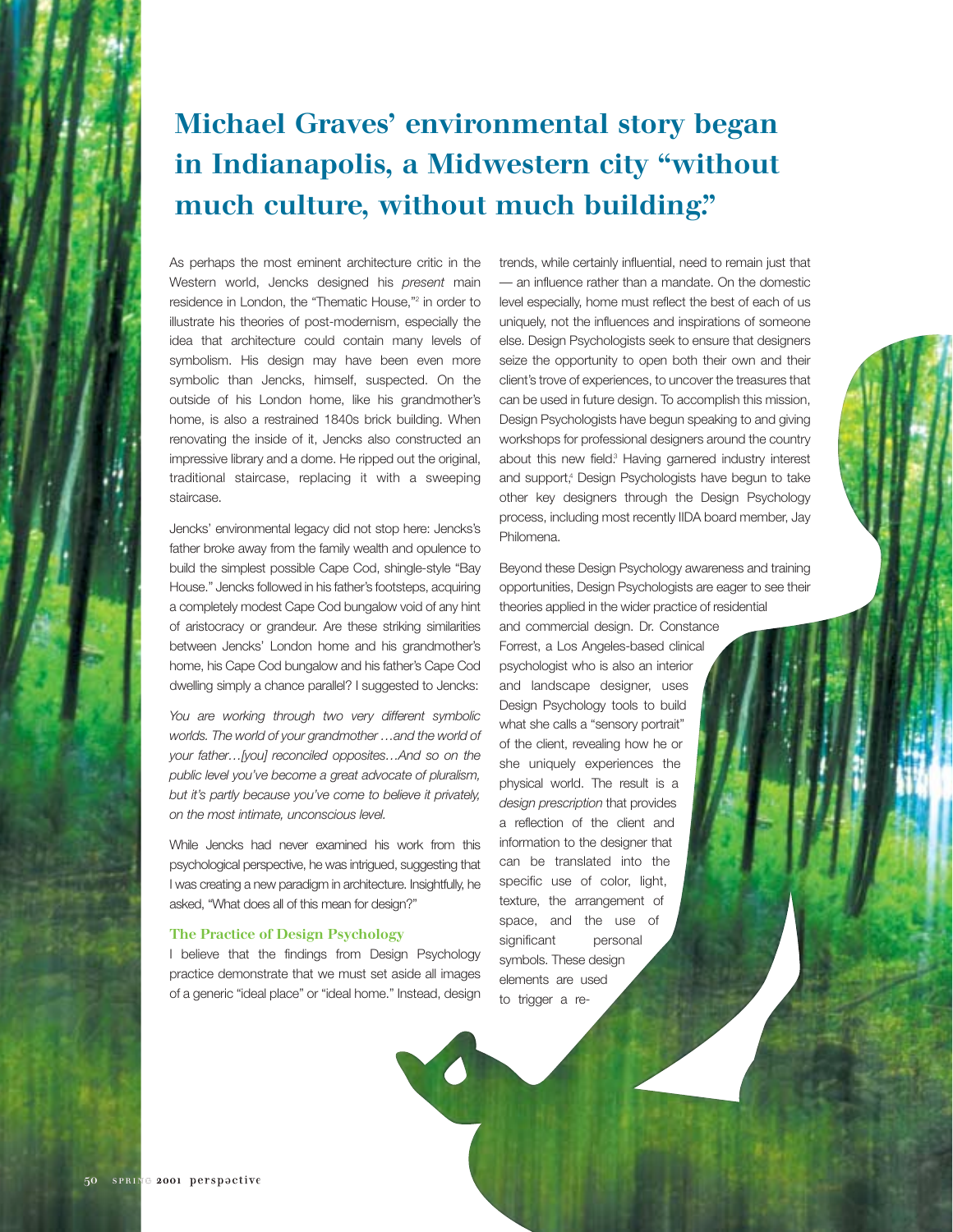# Michael Graves' environmental story began in Indianapolis, a Midwestern city "without much culture, without much building."

As perhaps the most eminent architecture critic in the Western world, Jencks designed his *present* main residence in London, the "Thematic House,"[2] in order to illustrate his theories of post-modernism, especially the idea that architecture could contain many levels of symbolism. His design may have been even more symbolic than Jencks, himself, suspected. On the outside of his London home, like his grandmother's home, is also a restrained 1840s brick building. When renovating the inside of it, Jencks also constructed an impressive library and a dome. He ripped out the original, traditional staircase, replacing it with a sweeping staircase.

Jencks' environmental legacy did not stop here: Jencks's father broke away from the family wealth and opulence to build the simplest possible Cape Cod, shingle-style "Bay House." Jencks followed in his father's footsteps, acquiring a completely modest Cape Cod bungalow void of any hint of aristocracy or grandeur. Are these striking similarities between Jencks' London home and his grandmother's home, his Cape Cod bungalow and his father's Cape Cod dwelling simply a chance parallel? I suggested to Jencks:

*You are working through two very different symbolic worlds. The world of your grandmother …and the world of your father…[you] reconciled opposites…And so on the public level you've become a great advocate of pluralism, but it's partly because you've come to believe it privately, on the most intimate, unconscious level.*

While Jencks had never examined his work from this psychological perspective, he was intrigued, suggesting that I was creating a new paradigm in architecture. Insightfully, he asked, "What does all of this mean for design?"

### The Practice of Design Psychology

I believe that the findings from Design Psychology practice demonstrate that we must set aside all images of a generic "ideal place" or "ideal home." Instead, design trends, while certainly influential, need to remain just that — an influence rather than a mandate. On the domestic level especially, home must reflect the best of each of us uniquely, not the influences and inspirations of someone else. Design Psychologists seek to ensure that designers seize the opportunity to open both their own and their client's trove of experiences, to uncover the treasures that can be used in future design. To accomplish this mission, Design Psychologists have begun speaking to and giving workshops for professional designers around the country about this new field.[3] Having garnered industry interest and support,[4] Design Psychologists have begun to take other key designers through the Design Psychology process, including most recently IIDA board member, Jay Philomena.

Beyond these Design Psychology awareness and training opportunities, Design Psychologists are eager to see their theories applied in the wider practice of residential and commercial design. Dr. Constance Forrest, a Los Angeles-based clinical psychologist who is also an interior and landscape designer, uses Design Psychology tools to build what she calls a "sensory portrait" of the client, revealing how he or she uniquely experiences the physical world. The result is a *design prescription* that provides a reflection of the client and information to the designer that can be translated into the specific use of color, light, texture, the arrangement of space, and the use of significant personal symbols. These design elements are used to trigger a re-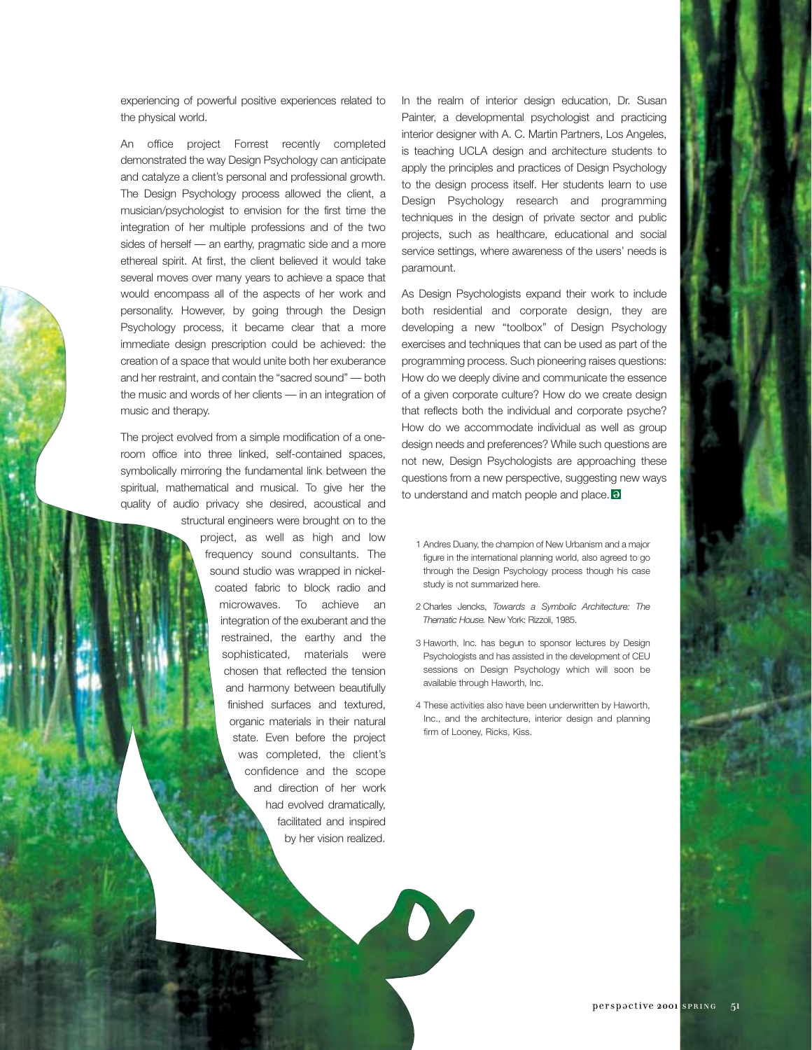experiencing of powerful positive experiences related to the physical world.

An office project Forrest recently completed demonstrated the way Design Psychology can anticipate and catalyze a client's personal and professional growth. The Design Psychology process allowed the client, a musician/psychologist to envision for the first time the integration of her multiple professions and of the two sides of herself — an earthy, pragmatic side and a more ethereal spirit. At first, the client believed it would take several moves over many years to achieve a space that would encompass all of the aspects of her work and personality. However, by going through the Design Psychology process, it became clear that a more immediate design prescription could be achieved: the creation of a space that would unite both her exuberance and her restraint, and contain the "sacred sound" — both the music and words of her clients — in an integration of music and therapy.

The project evolved from a simple modification of a one-room office into three linked, self-contained spaces, symbolically mirroring the fundamental link between the spiritual, mathematical and musical. To give her the quality of audio privacy she desired, acoustical and structural engineers were brought on to the project, as well as high and low frequency sound consultants. The sound studio was wrapped in nickel-coated fabric to block radio and microwaves. To achieve an integration of the exuberant and the restrained, the earthy and the sophisticated, materials were chosen that reflected the tension and harmony between beautifully finished surfaces and textured, organic materials in their natural state. Even before the project was completed, the client's confidence and the scope and direction of her work had evolved dramatically, facilitated and inspired by her vision realized.

In the realm of interior design education, Dr. Susan Painter, a developmental psychologist and practicing interior designer with A. C. Martin Partners, Los Angeles, is teaching UCLA design and architecture students to apply the principles and practices of Design Psychology to the design process itself. Her students learn to use Design Psychology research and programming techniques in the design of private sector and public projects, such as healthcare, educational and social service settings, where awareness of the users' needs is paramount.

As Design Psychologists expand their work to include both residential and corporate design, they are developing a new "toolbox" of Design Psychology exercises and techniques that can be used as part of the programming process. Such pioneering raises questions: How do we deeply divine and communicate the essence of a given corporate culture? How do we create design that reflects both the individual and corporate psyche? How do we accommodate individual as well as group design needs and preferences? While such questions are not new, Design Psychologists are approaching these questions from a new perspective, suggesting new ways to understand and match people and place.

1 Andres Duany, the champion of New Urbanism and a major figure in the international planning world, also agreed to go through the Design Psychology process though his case study is not summarized here.

2 Charles Jencks, *Towards a Symbolic Architecture: The Thematic House.* New York: Rizzoli, 1985.

3 Haworth, Inc. has begun to sponsor lectures by Design Psychologists and has assisted in the development of CEU sessions on Design Psychology which will soon be available through Haworth, Inc.

4 These activities also have been underwritten by Haworth, Inc., and the architecture, interior design and planning firm of Looney, Ricks, Kiss.